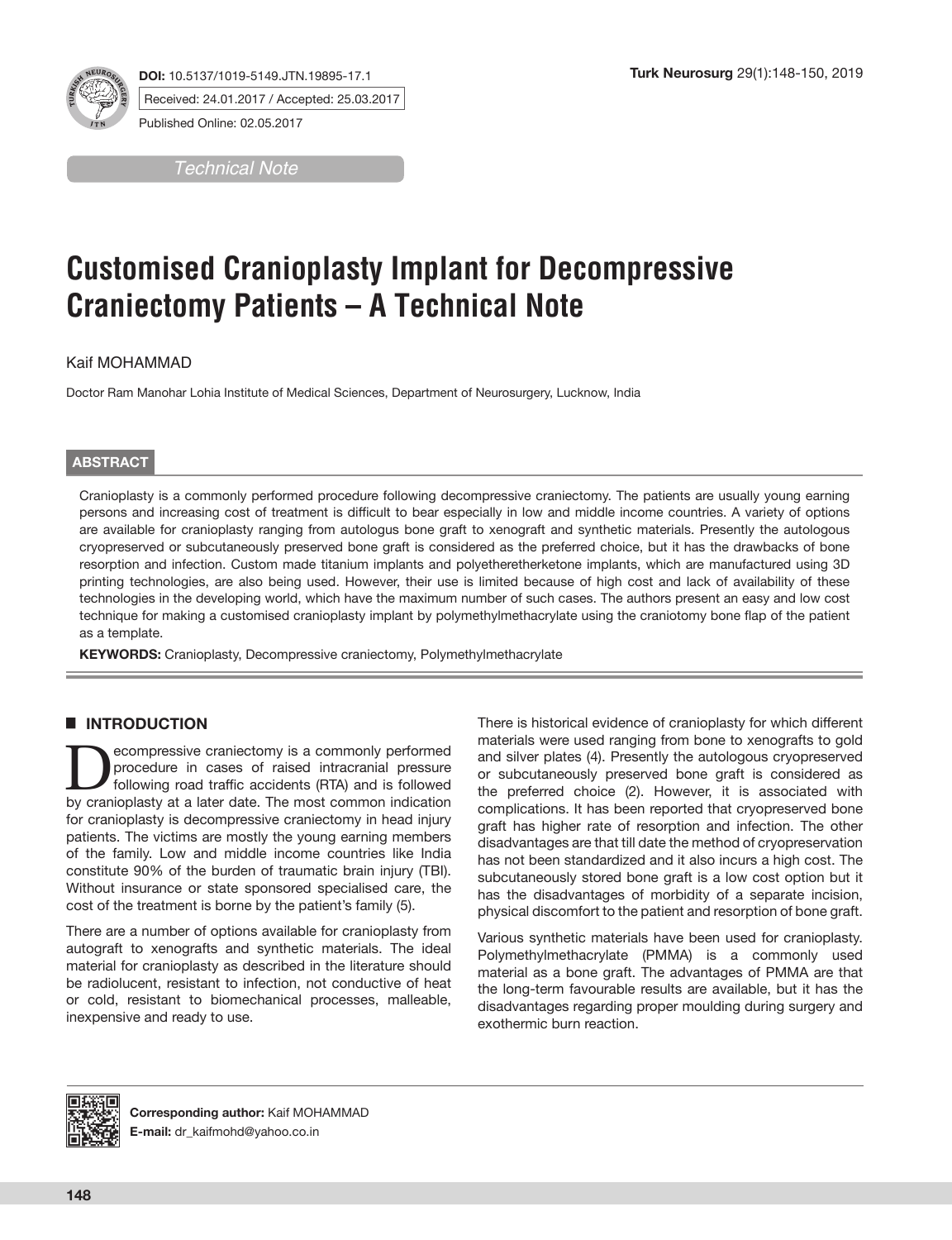DOI: 10.5137/1019-5149.JTN.19895-17.1

Received: 24.01.2017 / Accepted: 25.03.2017

Published Online: 02.05.2017

*Technical Note*

# Customised Cranioplasty Implant for Decompressive Craniectomy Patients – A Technical Note

Kaif MOHAMMAD

Doctor Ram Manohar Lohia Institute of Medical Sciences, Department of Neurosurgery, Lucknow, India

## ABSTRACT

Cranioplasty is a commonly performed procedure following decompressive craniectomy. The patients are usually young earning persons and increasing cost of treatment is difficult to bear especially in low and middle income countries. A variety of options are available for cranioplasty ranging from autologus bone graft to xenograft and synthetic materials. Presently the autologous cryopreserved or subcutaneously preserved bone graft is considered as the preferred choice, but it has the drawbacks of bone resorption and infection. Custom made titanium implants and polyetheretherketone implants, which are manufactured using 3D printing technologies, are also being used. However, their use is limited because of high cost and lack of availability of these technologies in the developing world, which have the maximum number of such cases. The authors present an easy and low cost technique for making a customised cranioplasty implant by polymethylmethacrylate using the craniotomy bone flap of the patient as a template.

**KEYWORDS:** Cranioplasty, Decompressive craniectomy, Polymethylmethacrylate

## INTRODUCTION

Decompressive craniectomy is a commonly performed procedure in cases of raised intracranial pressure following road traffic accidents (RTA) and is followed by cranioplasty at a later date. The most common indication for cranioplasty is decompressive craniectomy in head injury patients. The victims are mostly the young earning members of the family. Low and middle income countries like India constitute 90% of the burden of traumatic brain injury (TBI). Without insurance or state sponsored specialised care, the cost of the treatment is borne by the patient's family (5).

There are a number of options available for cranioplasty from autograft to xenografts and synthetic materials. The ideal material for cranioplasty as described in the literature should be radiolucent, resistant to infection, not conductive of heat or cold, resistant to biomechanical processes, malleable, inexpensive and ready to use.

There is historical evidence of cranioplasty for which different materials were used ranging from bone to xenografts to gold and silver plates (4). Presently the autologous cryopreserved or subcutaneously preserved bone graft is considered as the preferred choice (2). However, it is associated with complications. It has been reported that cryopreserved bone graft has higher rate of resorption and infection. The other disadvantages are that till date the method of cryopreservation has not been standardized and it also incurs a high cost. The subcutaneously stored bone graft is a low cost option but it has the disadvantages of morbidity of a separate incision, physical discomfort to the patient and resorption of bone graft.

Various synthetic materials have been used for cranioplasty. Polymethylmethacrylate (PMMA) is a commonly used material as a bone graft. The advantages of PMMA are that the long-term favourable results are available, but it has the disadvantages regarding proper moulding during surgery and exothermic burn reaction.

**Corresponding author:** Kaif MOHAMMAD
**E-mail:** dr_kaifmohd@yahoo.co.in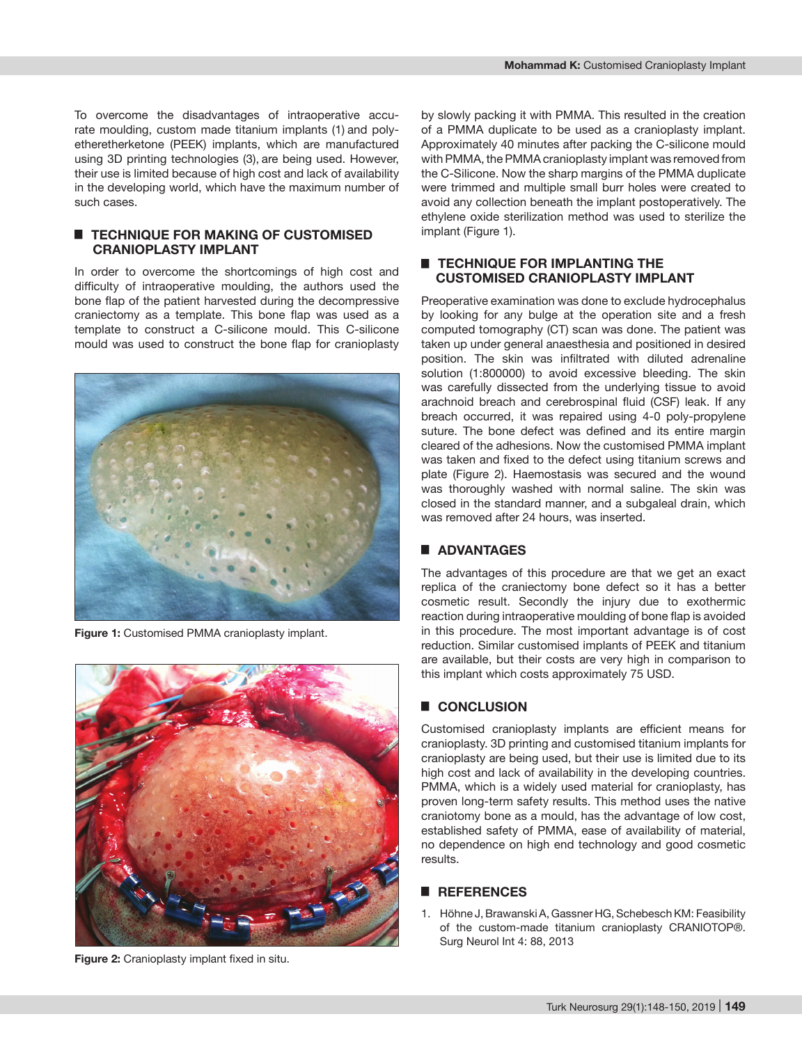To overcome the disadvantages of intraoperative accurate moulding, custom made titanium implants (1) and polyetheretherketone (PEEK) implants, which are manufactured using 3D printing technologies (3), are being used. However, their use is limited because of high cost and lack of availability in the developing world, which have the maximum number of such cases.

## TECHNIQUE FOR MAKING OF CUSTOMISED CRANIOPLASTY IMPLANT

In order to overcome the shortcomings of high cost and difficulty of intraoperative moulding, the authors used the bone flap of the patient harvested during the decompressive craniectomy as a template. This bone flap was used as a template to construct a C-silicone mould. This C-silicone mould was used to construct the bone flap for cranioplasty by slowly packing it with PMMA. This resulted in the creation of a PMMA duplicate to be used as a cranioplasty implant. Approximately 40 minutes after packing the C-silicone mould with PMMA, the PMMA cranioplasty implant was removed from the C-Silicone. Now the sharp margins of the PMMA duplicate were trimmed and multiple small burr holes were created to avoid any collection beneath the implant postoperatively. The ethylene oxide sterilization method was used to sterilize the implant (Figure 1).

**Figure 1:** Customised PMMA cranioplasty implant.

**Figure 2:** Cranioplasty implant fixed in situ.

## TECHNIQUE FOR IMPLANTING THE CUSTOMISED CRANIOPLASTY IMPLANT

Preoperative examination was done to exclude hydrocephalus by looking for any bulge at the operation site and a fresh computed tomography (CT) scan was done. The patient was taken up under general anaesthesia and positioned in desired position. The skin was infiltrated with diluted adrenaline solution (1:800000) to avoid excessive bleeding. The skin was carefully dissected from the underlying tissue to avoid arachnoid breach and cerebrospinal fluid (CSF) leak. If any breach occurred, it was repaired using 4-0 poly-propylene suture. The bone defect was defined and its entire margin cleared of the adhesions. Now the customised PMMA implant was taken and fixed to the defect using titanium screws and plate (Figure 2). Haemostasis was secured and the wound was thoroughly washed with normal saline. The skin was closed in the standard manner, and a subgaleal drain, which was removed after 24 hours, was inserted.

## ADVANTAGES

The advantages of this procedure are that we get an exact replica of the craniectomy bone defect so it has a better cosmetic result. Secondly the injury due to exothermic reaction during intraoperative moulding of bone flap is avoided in this procedure. The most important advantage is of cost reduction. Similar customised implants of PEEK and titanium are available, but their costs are very high in comparison to this implant which costs approximately 75 USD.

## CONCLUSION

Customised cranioplasty implants are efficient means for cranioplasty. 3D printing and customised titanium implants for cranioplasty are being used, but their use is limited due to its high cost and lack of availability in the developing countries. PMMA, which is a widely used material for cranioplasty, has proven long-term safety results. This method uses the native craniotomy bone as a mould, has the advantage of low cost, established safety of PMMA, ease of availability of material, no dependence on high end technology and good cosmetic results.

## REFERENCES

1. Höhne J, Brawanski A, Gassner HG, Schebesch KM: Feasibility of the custom-made titanium cranioplasty CRANIOTOP®. Surg Neurol Int 4: 88, 2013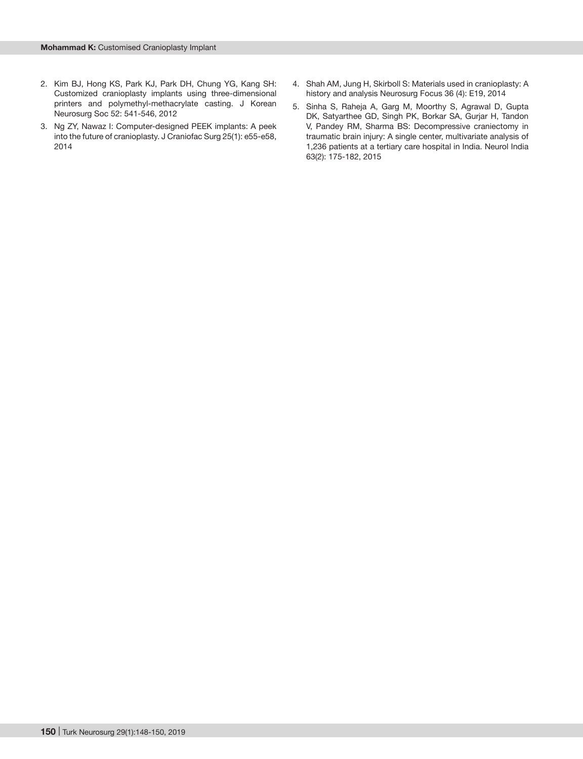2. Kim BJ, Hong KS, Park KJ, Park DH, Chung YG, Kang SH: Customized cranioplasty implants using three-dimensional printers and polymethyl-methacrylate casting. J Korean Neurosurg Soc 52: 541-546, 2012
3. Ng ZY, Nawaz I: Computer-designed PEEK implants: A peek into the future of cranioplasty. J Craniofac Surg 25(1): e55-e58, 2014
4. Shah AM, Jung H, Skirboll S: Materials used in cranioplasty: A history and analysis Neurosurg Focus 36 (4): E19, 2014
5. Sinha S, Raheja A, Garg M, Moorthy S, Agrawal D, Gupta DK, Satyarthee GD, Singh PK, Borkar SA, Gurjar H, Tandon V, Pandey RM, Sharma BS: Decompressive craniectomy in traumatic brain injury: A single center, multivariate analysis of 1,236 patients at a tertiary care hospital in India. Neurol India 63(2): 175-182, 2015